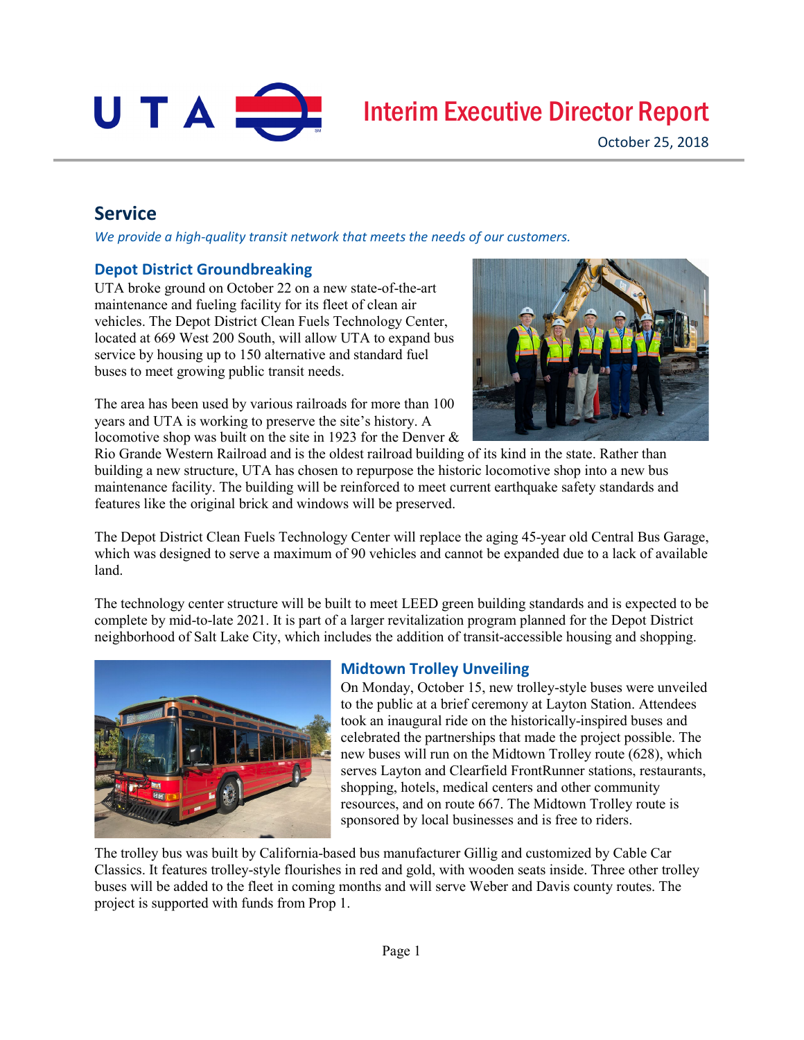# Interim Executive Director Report

October 25, 2018

## Service

*We provide a high-quality transit network that meets the needs of our customers.*

### Depot District Groundbreaking

UTA broke ground on October 22 on a new state-of-the-art maintenance and fueling facility for its fleet of clean air vehicles. The Depot District Clean Fuels Technology Center, located at 669 West 200 South, will allow UTA to expand bus service by housing up to 150 alternative and standard fuel buses to meet growing public transit needs.

The area has been used by various railroads for more than 100 years and UTA is working to preserve the site's history. A locomotive shop was built on the site in 1923 for the Denver & Rio Grande Western Railroad and is the oldest railroad building of its kind in the state. Rather than building a new structure, UTA has chosen to repurpose the historic locomotive shop into a new bus maintenance facility. The building will be reinforced to meet current earthquake safety standards and features like the original brick and windows will be preserved.

The Depot District Clean Fuels Technology Center will replace the aging 45-year old Central Bus Garage, which was designed to serve a maximum of 90 vehicles and cannot be expanded due to a lack of available land.

The technology center structure will be built to meet LEED green building standards and is expected to be complete by mid-to-late 2021. It is part of a larger revitalization program planned for the Depot District neighborhood of Salt Lake City, which includes the addition of transit-accessible housing and shopping.

### Midtown Trolley Unveiling

On Monday, October 15, new trolley-style buses were unveiled to the public at a brief ceremony at Layton Station. Attendees took an inaugural ride on the historically-inspired buses and celebrated the partnerships that made the project possible. The new buses will run on the Midtown Trolley route (628), which serves Layton and Clearfield FrontRunner stations, restaurants, shopping, hotels, medical centers and other community resources, and on route 667. The Midtown Trolley route is sponsored by local businesses and is free to riders.

The trolley bus was built by California-based bus manufacturer Gillig and customized by Cable Car Classics. It features trolley-style flourishes in red and gold, with wooden seats inside. Three other trolley buses will be added to the fleet in coming months and will serve Weber and Davis county routes. The project is supported with funds from Prop 1.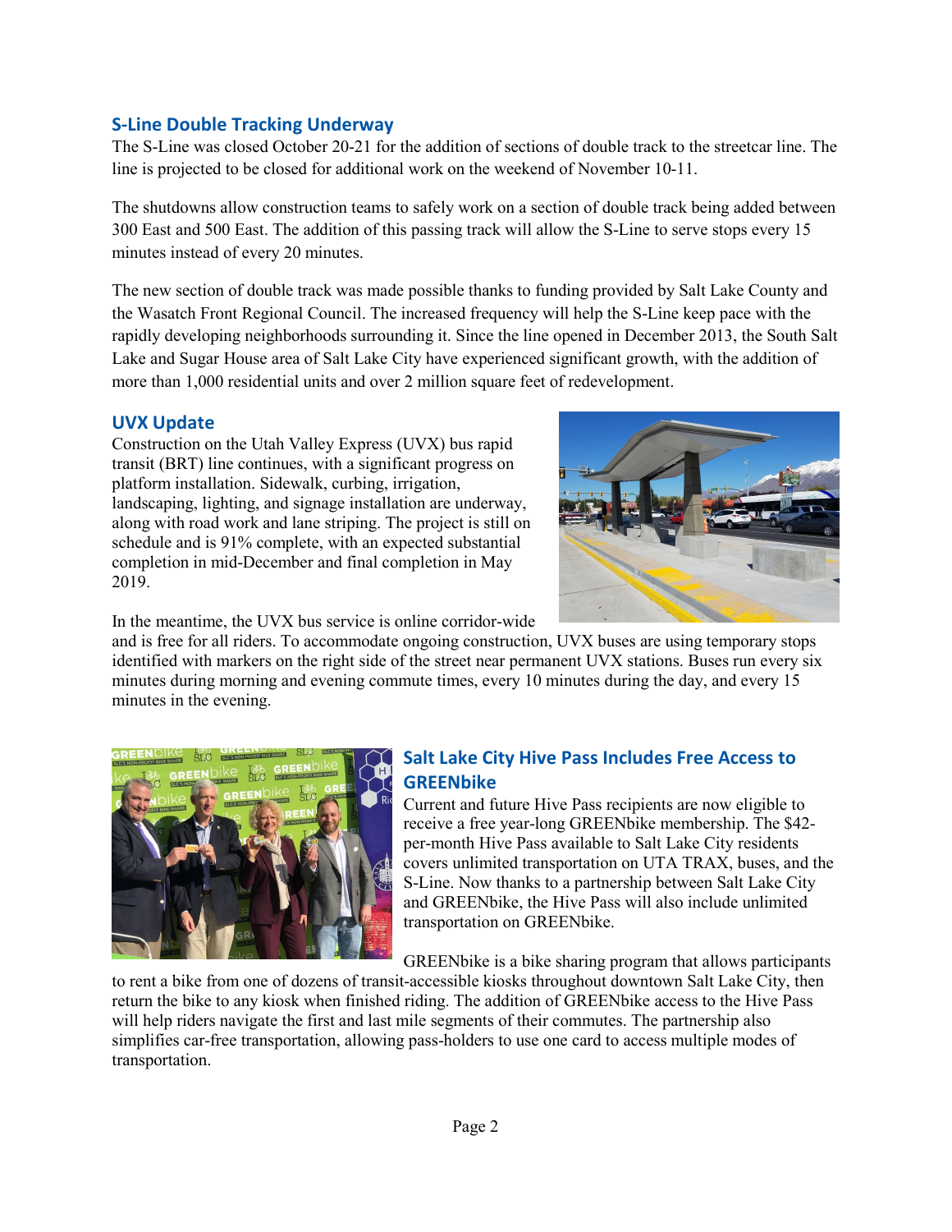## S-Line Double Tracking Underway

The S-Line was closed October 20-21 for the addition of sections of double track to the streetcar line. The line is projected to be closed for additional work on the weekend of November 10-11.

The shutdowns allow construction teams to safely work on a section of double track being added between 300 East and 500 East. The addition of this passing track will allow the S-Line to serve stops every 15 minutes instead of every 20 minutes.

The new section of double track was made possible thanks to funding provided by Salt Lake County and the Wasatch Front Regional Council. The increased frequency will help the S-Line keep pace with the rapidly developing neighborhoods surrounding it. Since the line opened in December 2013, the South Salt Lake and Sugar House area of Salt Lake City have experienced significant growth, with the addition of more than 1,000 residential units and over 2 million square feet of redevelopment.

## UVX Update

Construction on the Utah Valley Express (UVX) bus rapid transit (BRT) line continues, with a significant progress on platform installation. Sidewalk, curbing, irrigation, landscaping, lighting, and signage installation are underway, along with road work and lane striping. The project is still on schedule and is 91% complete, with an expected substantial completion in mid-December and final completion in May 2019.

In the meantime, the UVX bus service is online corridor-wide and is free for all riders. To accommodate ongoing construction, UVX buses are using temporary stops identified with markers on the right side of the street near permanent UVX stations. Buses run every six minutes during morning and evening commute times, every 10 minutes during the day, and every 15 minutes in the evening.

## Salt Lake City Hive Pass Includes Free Access to GREENbike

Current and future Hive Pass recipients are now eligible to receive a free year-long GREENbike membership. The $42-per-month Hive Pass available to Salt Lake City residents covers unlimited transportation on UTA TRAX, buses, and the S-Line. Now thanks to a partnership between Salt Lake City and GREENbike, the Hive Pass will also include unlimited transportation on GREENbike.

GREENbike is a bike sharing program that allows participants to rent a bike from one of dozens of transit-accessible kiosks throughout downtown Salt Lake City, then return the bike to any kiosk when finished riding. The addition of GREENbike access to the Hive Pass will help riders navigate the first and last mile segments of their commutes. The partnership also simplifies car-free transportation, allowing pass-holders to use one card to access multiple modes of transportation.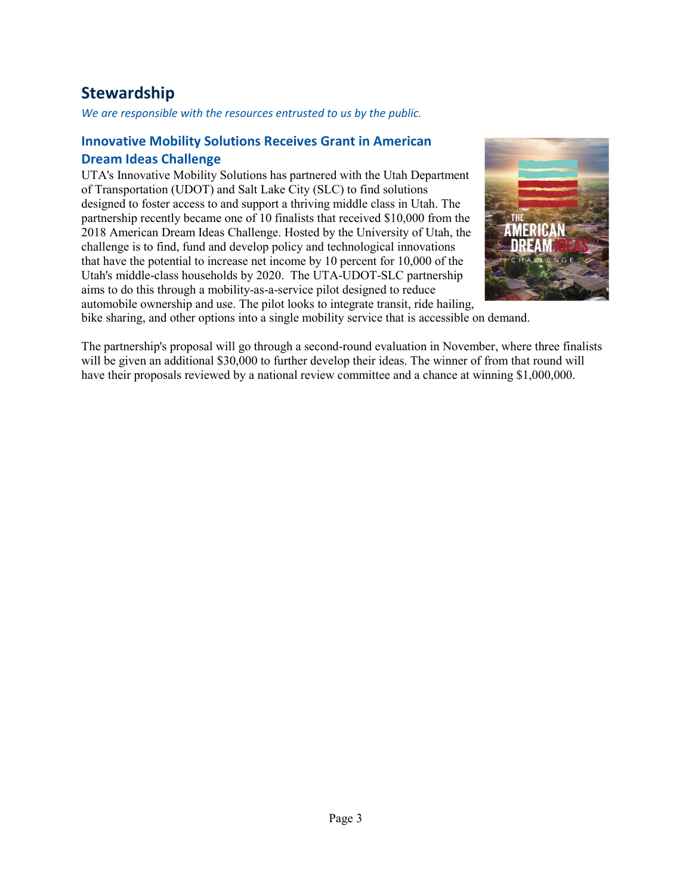## Stewardship

*We are responsible with the resources entrusted to us by the public.*

### Innovative Mobility Solutions Receives Grant in American Dream Ideas Challenge

UTA's Innovative Mobility Solutions has partnered with the Utah Department of Transportation (UDOT) and Salt Lake City (SLC) to find solutions designed to foster access to and support a thriving middle class in Utah. The partnership recently became one of 10 finalists that received $10,000 from the 2018 American Dream Ideas Challenge. Hosted by the University of Utah, the challenge is to find, fund and develop policy and technological innovations that have the potential to increase net income by 10 percent for 10,000 of the Utah's middle-class households by 2020. The UTA-UDOT-SLC partnership aims to do this through a mobility-as-a-service pilot designed to reduce automobile ownership and use. The pilot looks to integrate transit, ride hailing, bike sharing, and other options into a single mobility service that is accessible on demand.

The partnership's proposal will go through a second-round evaluation in November, where three finalists will be given an additional $30,000 to further develop their ideas. The winner of from that round will have their proposals reviewed by a national review committee and a chance at winning $1,000,000.